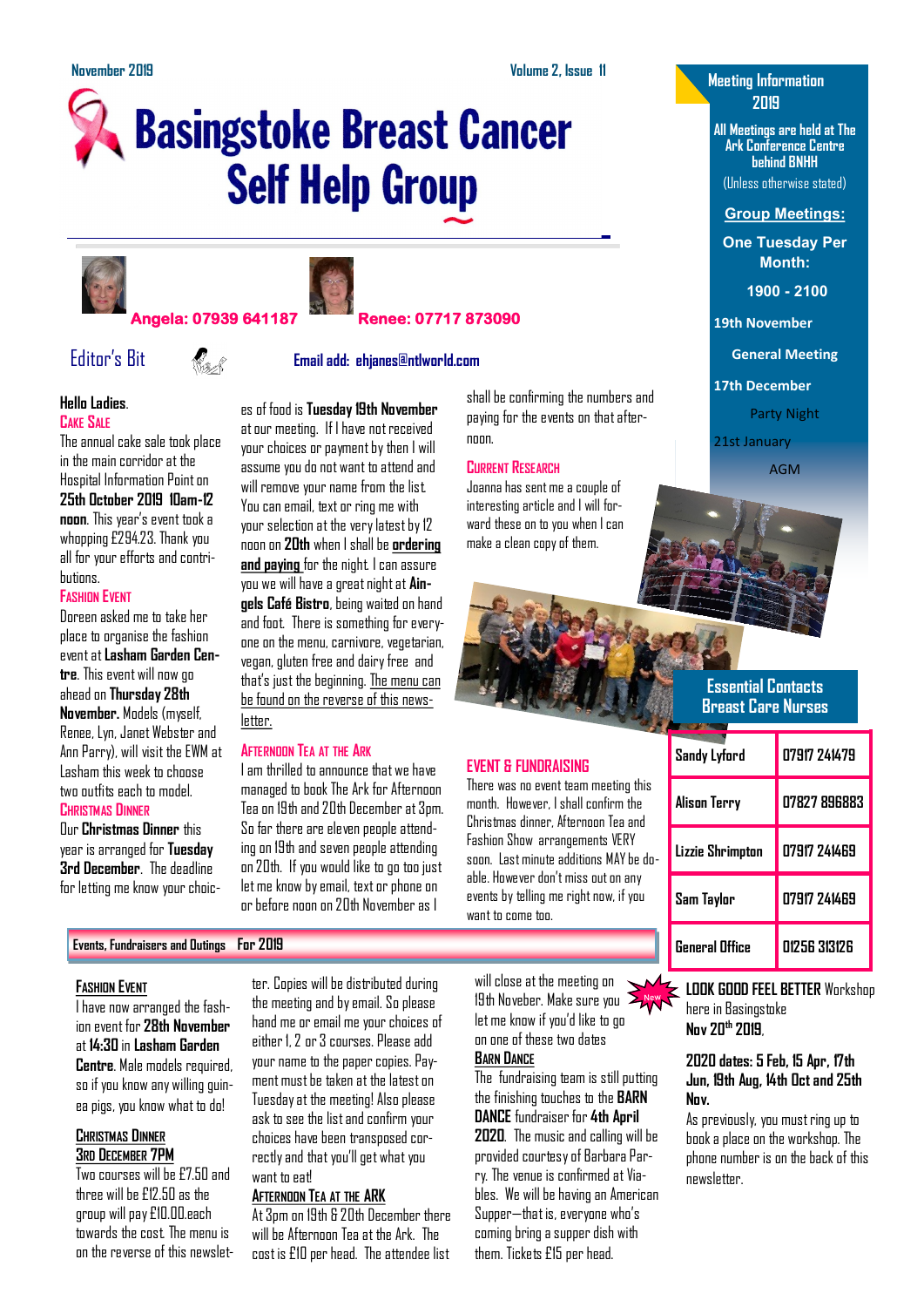November 2019 — Volume 2, Issue 11

# Basingstoke Breast Cancer Self Help Group

**Angela: 07939 641187** **Renee: 07717 873090**

## Editor's Bit

**Email add: ehjanes@ntlworld.com**

**Hello Ladies.**

### Cake Sale

The annual cake sale took place in the main corridor at the Hospital Information Point on **25th October 2019 10am-12 noon**. This year's event took a whopping £294.23. Thank you all for your efforts and contributions.

### Fashion Event

Doreen asked me to take her place to organise the fashion event at **Lasham Garden Centre**. This event will now go ahead on **Thursday 28th November.** Models (myself, Renee, Lyn, Janet Webster and Ann Parry), will visit the EWM at Lasham this week to choose two outfits each to model.

### Christmas Dinner

Our **Christmas Dinner** this year is arranged for **Tuesday 3rd December**. The deadline for letting me know your choices of food is **Tuesday 19th November** at our meeting. If I have not received your choices or payment by then I will assume you do not want to attend and will remove your name from the list. You can email, text or ring me with your selection at the very latest by 12 noon on **20th** when I shall be **ordering and paying** for the night. I can assure you we will have a great night at **Aingels Café Bistro**, being waited on hand and foot. There is something for everyone on the menu, carnivore, vegetarian, vegan, gluten free and dairy free and that's just the beginning. The menu can be found on the reverse of this newsletter.

### Afternoon Tea at the Ark

I am thrilled to announce that we have managed to book The Ark for Afternoon Tea on 19th and 20th December at 3pm. So far there are eleven people attending on 19th and seven people attending on 20th. If you would like to go too just let me know by email, text or phone on or before noon on 20th November as I shall be confirming the numbers and paying for the events on that afternoon.

### Current Research

Joanna has sent me a couple of interesting article and I will forward these on to you when I can make a clean copy of them.

### EVENT & FUNDRAISING

There was no event team meeting this month. However, I shall confirm the Christmas dinner, Afternoon Tea and Fashion Show arrangements VERY soon. Last minute additions MAY be doable. However don't miss out on any events by telling me right now, if you want to come too.

## Events, Fundraisers and Outings For 2019

### Fashion Event

I have now arranged the fashion event for **28th November** at **14:30** in **Lasham Garden Centre**. Male models required, so if you know any willing guinea pigs, you know what to do!

### Christmas Dinner 3rd December 7PM

Two courses will be £7.50 and three will be £12.50 as the group will pay £10.00 each towards the cost. The menu is on the reverse of this newsletter. Copies will be distributed during the meeting and by email. So please hand me or email me your choices of either 1, 2 or 3 courses. Please add your name to the paper copies. Payment must be taken at the latest on Tuesday at the meeting! Also please ask to see the list and confirm your choices have been transposed correctly and that you'll get what you want to eat!

### Afternoon Tea at the ARK

At 3pm on 19th & 20th December there will be Afternoon Tea at the Ark. The cost is £10 per head. The attendee list will close at the meeting on 19th Noveber. Make sure you let me know if you'd like to go on one of these two dates

### Barn Dance

The fundraising team is still putting the finishing touches to the **BARN DANCE** fundraiser for **4th April 2020**. The music and calling will be provided courtesy of Barbara Parry. The venue is confirmed at Viables. We will be having an American Supper—that is, everyone who's coming bring a supper dish with them. Tickets £15 per head.

## Meeting Information 2019

All Meetings are held at The Ark Conference Centre behind BNHH

(Unless otherwise stated)

**Group Meetings:**

**One Tuesday Per Month:**

**1900 - 2100**

**19th November** — General Meeting

**17th December** — Party Night

21st January — AGM

## Essential Contacts Breast Care Nurses

| Name | Phone |
| --- | --- |
| Sandy Lyford | 07917 241479 |
| Alison Terry | 07827 896883 |
| Lizzie Shrimpton | 07917 241469 |
| Sam Taylor | 07917 241469 |
| General Office | 01256 313126 |

New

**LOOK GOOD FEEL BETTER** Workshop here in Basingstoke

**Nov 20th 2019.**

**2020 dates: 5 Feb, 15 Apr, 17th Jun, 19th Aug, 14th Oct and 25th Nov.**

As previously, you must ring up to book a place on the workshop. The phone number is on the back of this newsletter.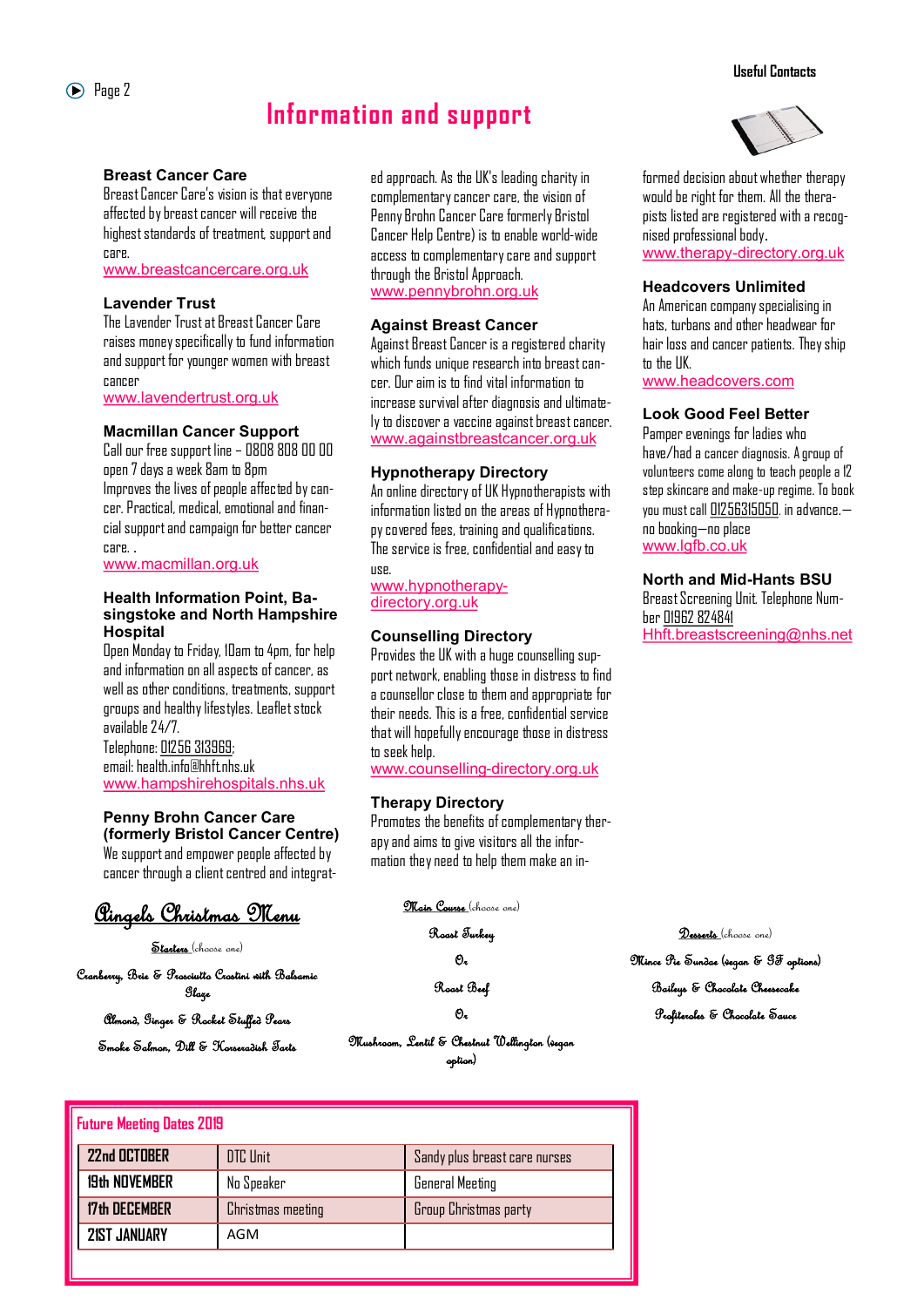## Information and support

Useful Contacts

### Breast Cancer Care

Breast Cancer Care's vision is that everyone affected by breast cancer will receive the highest standards of treatment, support and care.
www.breastcancercare.org.uk

### Lavender Trust

The Lavender Trust at Breast Cancer Care raises money specifically to fund information and support for younger women with breast cancer
www.lavendertrust.org.uk

### Macmillan Cancer Support

Call our free support line – 0808 808 00 00 open 7 days a week 8am to 8pm
Improves the lives of people affected by cancer. Practical, medical, emotional and financial support and campaign for better cancer care. .
www.macmillan.org.uk

### Health Information Point, Basingstoke and North Hampshire Hospital

Open Monday to Friday, 10am to 4pm, for help and information on all aspects of cancer, as well as other conditions, treatments, support groups and healthy lifestyles. Leaflet stock available 24/7.
Telephone: 01256 313969;
email: health.info@hhft.nhs.uk
www.hampshirehospitals.nhs.uk

### Penny Brohn Cancer Care (formerly Bristol Cancer Centre)

We support and empower people affected by cancer through a client centred and integrated approach. As the UK's leading charity in complementary cancer care, the vision of Penny Brohn Cancer Care formerly Bristol Cancer Help Centre) is to enable world-wide access to complementary care and support through the Bristol Approach.
www.pennybrohn.org.uk

### Against Breast Cancer

Against Breast Cancer is a registered charity which funds unique research into breast cancer. Our aim is to find vital information to increase survival after diagnosis and ultimately to discover a vaccine against breast cancer.
www.againstbreastcancer.org.uk

### Hypnotherapy Directory

An online directory of UK Hypnotherapists with information listed on the areas of Hypnotherapy covered fees, training and qualifications. The service is free, confidential and easy to use.
www.hypnotherapy-directory.org.uk

### Counselling Directory

Provides the UK with a huge counselling support network, enabling those in distress to find a counsellor close to them and appropriate for their needs. This is a free, confidential service that will hopefully encourage those in distress to seek help.
www.counselling-directory.org.uk

### Therapy Directory

Promotes the benefits of complementary therapy and aims to give visitors all the information they need to help them make an informed decision about whether therapy would be right for them. All the therapists listed are registered with a recognised professional body.
www.therapy-directory.org.uk

### Headcovers Unlimited

An American company specialising in hats, turbans and other headwear for hair loss and cancer patients. They ship to the UK.
www.headcovers.com

### Look Good Feel Better

Pamper evenings for ladies who have/had a cancer diagnosis. A group of volunteers come along to teach people a 12 step skincare and make-up regime. To book you must call 01256315050. in advance.—no booking—no place
www.lgfb.co.uk

### North and Mid-Hants BSU

Breast Screening Unit. Telephone Number 01962 824841
Hhft.breastscreening@nhs.net

## Aingels Christmas Menu

**Starters** (choose one)

Cranberry, Brie & Prosciutto Crostini with Balsamic Glaze

Almond, Ginger & Rocket Stuffed Pears

Smoke Salmon, Dill & Horseradish Tarts

**Main Course** (choose one)

Roast Turkey

Or

Roast Beef

Or

Mushroom, Lentil & Chestnut Wellington (vegan option)

**Desserts** (choose one)

Mince Pie Sundae (vegan & GF options)

Baileys & Chocolate Cheesecake

Profiteroles & Chocolate Sauce

### Future Meeting Dates 2019

| | | |
|---|---|---|
| 22nd OCTOBER | DTC Unit | Sandy plus breast care nurses |
| 19th NOVEMBER | No Speaker | General Meeting |
| 17th DECEMBER | Christmas meeting | Group Christmas party |
| 21ST JANUARY | AGM | |